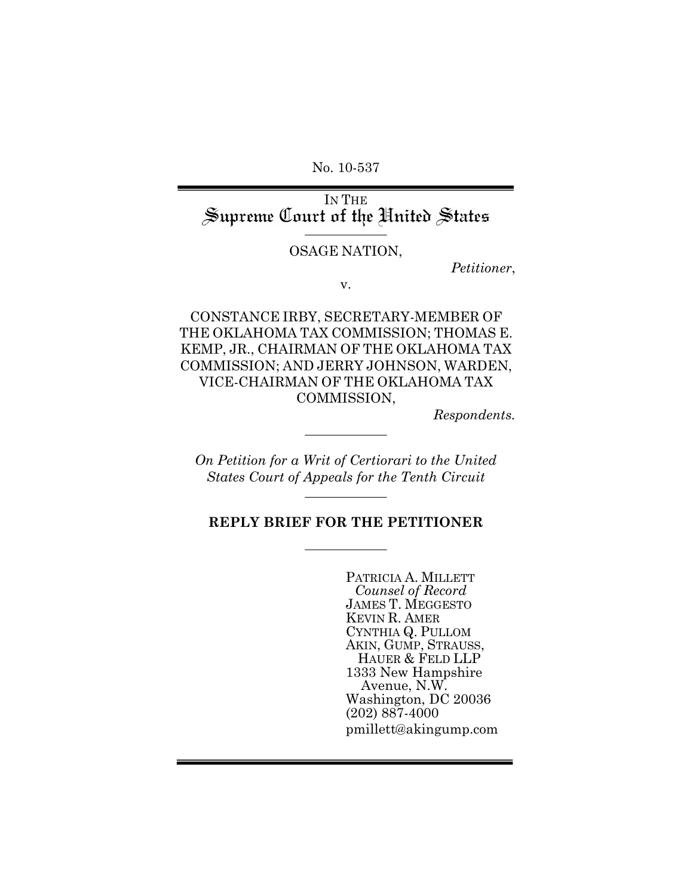No. 10-537

IN THE
# Supreme Court of the United States

OSAGE NATION,

*Petitioner*,

v.

CONSTANCE IRBY, SECRETARY-MEMBER OF THE OKLAHOMA TAX COMMISSION; THOMAS E. KEMP, JR., CHAIRMAN OF THE OKLAHOMA TAX COMMISSION; AND JERRY JOHNSON, WARDEN, VICE-CHAIRMAN OF THE OKLAHOMA TAX COMMISSION,

*Respondents.*

*On Petition for a Writ of Certiorari to the United States Court of Appeals for the Tenth Circuit*

**REPLY BRIEF FOR THE PETITIONER**

PATRICIA A. MILLETT
*Counsel of Record*
JAMES T. MEGGESTO
KEVIN R. AMER
CYNTHIA Q. PULLOM
AKIN, GUMP, STRAUSS, HAUER & FELD LLP
1333 New Hampshire Avenue, N.W.
Washington, DC 20036
(202) 887-4000
pmillett@akingump.com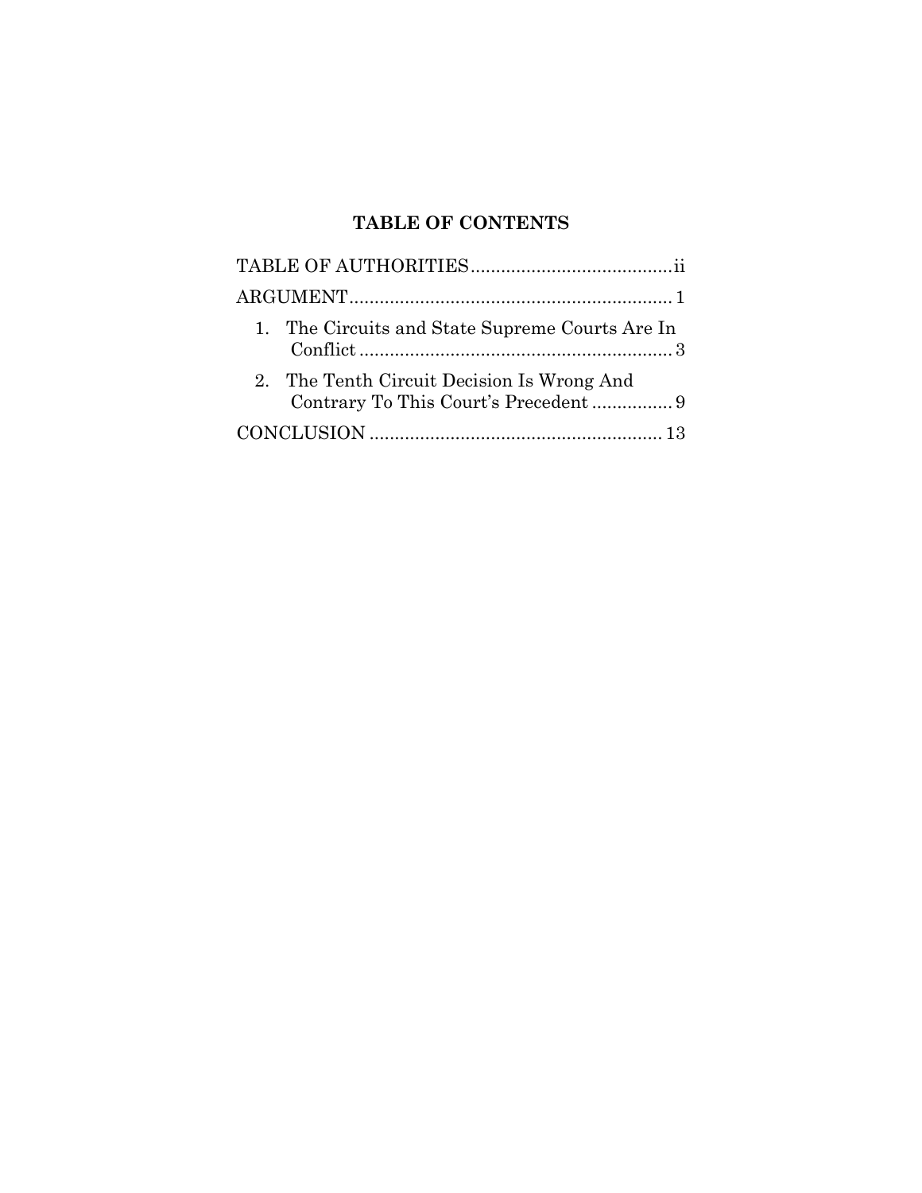## TABLE OF CONTENTS

TABLE OF AUTHORITIES........................................ii

ARGUMENT................................................................1

1. The Circuits and State Supreme Courts Are In Conflict..............................................................3

2. The Tenth Circuit Decision Is Wrong And Contrary To This Court's Precedent................9

CONCLUSION..........................................................13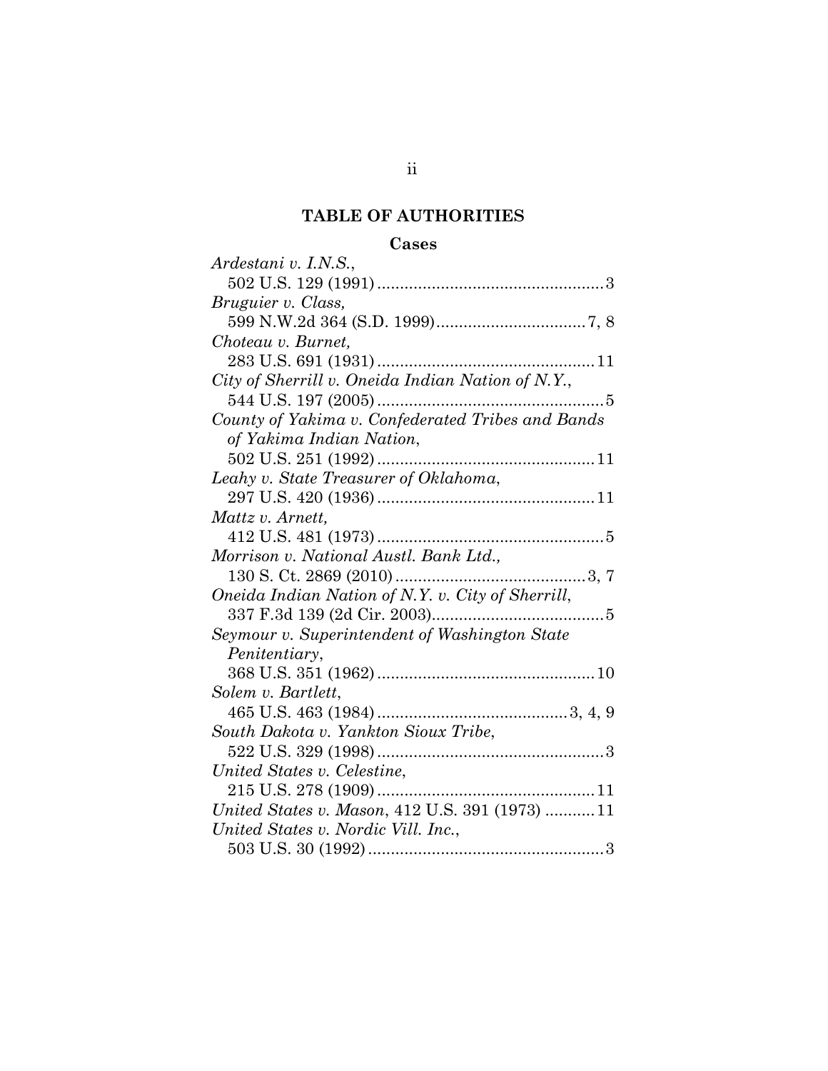## TABLE OF AUTHORITIES

### Cases

*Ardestani v. I.N.S.*,
502 U.S. 129 (1991) .................................................. 3

*Bruguier v. Class,*
599 N.W.2d 364 (S.D. 1999) ................................. 7, 8

*Choteau v. Burnet,*
283 U.S. 691 (1931) ................................................ 11

*City of Sherrill v. Oneida Indian Nation of N.Y.*,
544 U.S. 197 (2005) .................................................. 5

*County of Yakima v. Confederated Tribes and Bands of Yakima Indian Nation*,
502 U.S. 251 (1992) ................................................ 11

*Leahy v. State Treasurer of Oklahoma*,
297 U.S. 420 (1936) ................................................ 11

*Mattz v. Arnett,*
412 U.S. 481 (1973) .................................................. 5

*Morrison v. National Austl. Bank Ltd.,*
130 S. Ct. 2869 (2010) ........................................... 3, 7

*Oneida Indian Nation of N.Y. v. City of Sherrill*,
337 F.3d 139 (2d Cir. 2003) ...................................... 5

*Seymour v. Superintendent of Washington State Penitentiary*,
368 U.S. 351 (1962) ................................................ 10

*Solem v. Bartlett*,
465 U.S. 463 (1984) .......................................... 3, 4, 9

*South Dakota v. Yankton Sioux Tribe*,
522 U.S. 329 (1998) .................................................. 3

*United States v. Celestine*,
215 U.S. 278 (1909) ................................................ 11

*United States v. Mason*, 412 U.S. 391 (1973) ........... 11

*United States v. Nordic Vill. Inc.*,
503 U.S. 30 (1992) .................................................... 3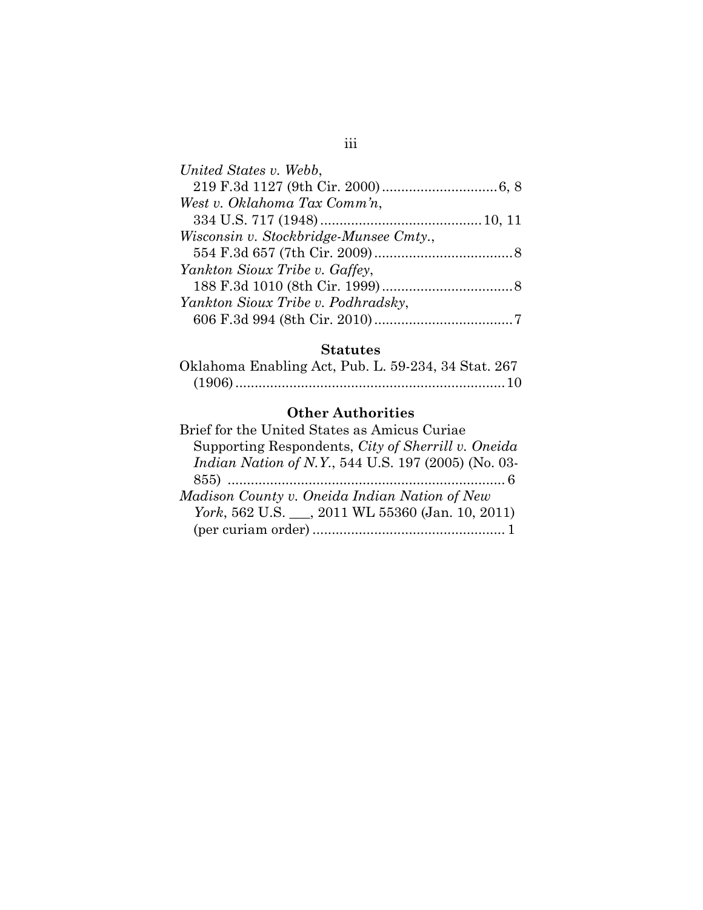*United States v. Webb*,
219 F.3d 1127 (9th Cir. 2000) .............................. 6, 8

*West v. Oklahoma Tax Comm'n*,
334 U.S. 717 (1948) .......................................... 10, 11

*Wisconsin v. Stockbridge-Munsee Cmty.*,
554 F.3d 657 (7th Cir. 2009) .................................... 8

*Yankton Sioux Tribe v. Gaffey*,
188 F.3d 1010 (8th Cir. 1999) .................................. 8

*Yankton Sioux Tribe v. Podhradsky*,
606 F.3d 994 (8th Cir. 2010) .................................... 7

### Statutes

Oklahoma Enabling Act, Pub. L. 59-234, 34 Stat. 267 (1906) ...................................................................... 10

### Other Authorities

Brief for the United States as Amicus Curiae Supporting Respondents, *City of Sherrill v. Oneida Indian Nation of N.Y.*, 544 U.S. 197 (2005) (No. 03-855) ......................................................................... 6

*Madison County v. Oneida Indian Nation of New York*, 562 U.S. ___, 2011 WL 55360 (Jan. 10, 2011) (per curiam order) .................................................. 1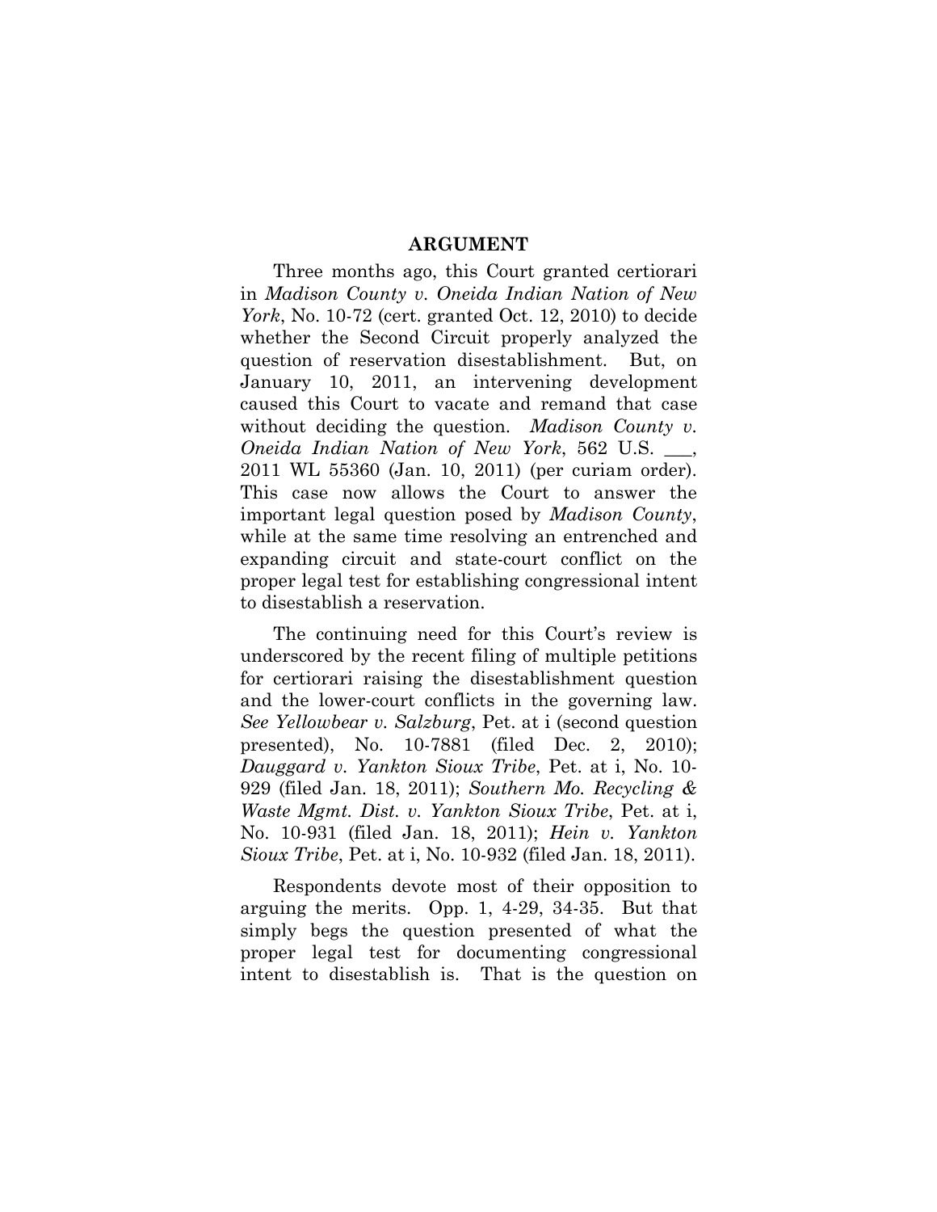## ARGUMENT

Three months ago, this Court granted certiorari in *Madison County v. Oneida Indian Nation of New York*, No. 10-72 (cert. granted Oct. 12, 2010) to decide whether the Second Circuit properly analyzed the question of reservation disestablishment. But, on January 10, 2011, an intervening development caused this Court to vacate and remand that case without deciding the question. *Madison County v. Oneida Indian Nation of New York*, 562 U.S. ___, 2011 WL 55360 (Jan. 10, 2011) (per curiam order). This case now allows the Court to answer the important legal question posed by *Madison County*, while at the same time resolving an entrenched and expanding circuit and state-court conflict on the proper legal test for establishing congressional intent to disestablish a reservation.

The continuing need for this Court's review is underscored by the recent filing of multiple petitions for certiorari raising the disestablishment question and the lower-court conflicts in the governing law. *See Yellowbear v. Salzburg*, Pet. at i (second question presented), No. 10-7881 (filed Dec. 2, 2010); *Dauggard v. Yankton Sioux Tribe*, Pet. at i, No. 10-929 (filed Jan. 18, 2011); *Southern Mo. Recycling & Waste Mgmt. Dist. v. Yankton Sioux Tribe*, Pet. at i, No. 10-931 (filed Jan. 18, 2011); *Hein v. Yankton Sioux Tribe*, Pet. at i, No. 10-932 (filed Jan. 18, 2011).

Respondents devote most of their opposition to arguing the merits. Opp. 1, 4-29, 34-35. But that simply begs the question presented of what the proper legal test for documenting congressional intent to disestablish is. That is the question on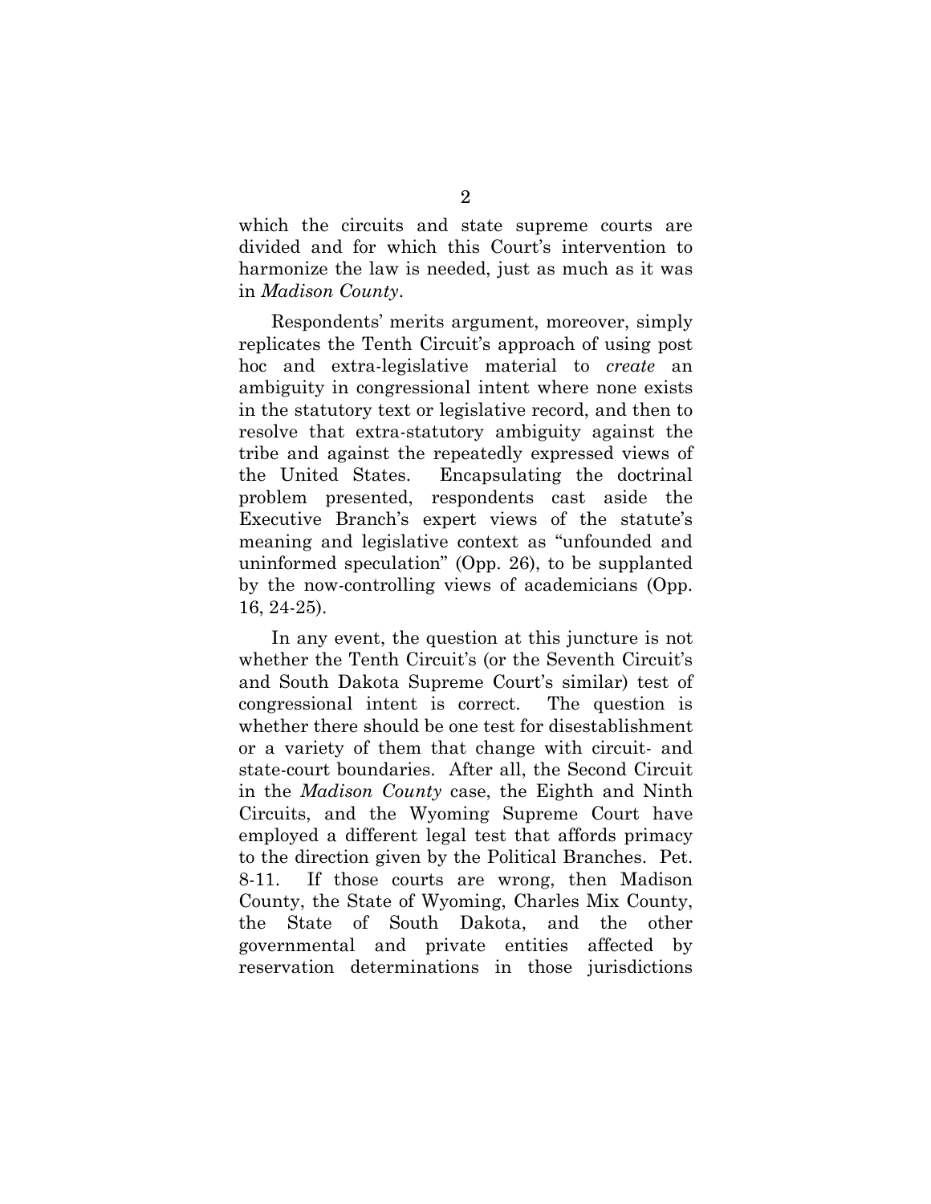which the circuits and state supreme courts are divided and for which this Court's intervention to harmonize the law is needed, just as much as it was in *Madison County*.

Respondents' merits argument, moreover, simply replicates the Tenth Circuit's approach of using post hoc and extra-legislative material to *create* an ambiguity in congressional intent where none exists in the statutory text or legislative record, and then to resolve that extra-statutory ambiguity against the tribe and against the repeatedly expressed views of the United States. Encapsulating the doctrinal problem presented, respondents cast aside the Executive Branch's expert views of the statute's meaning and legislative context as "unfounded and uninformed speculation" (Opp. 26), to be supplanted by the now-controlling views of academicians (Opp. 16, 24-25).

In any event, the question at this juncture is not whether the Tenth Circuit's (or the Seventh Circuit's and South Dakota Supreme Court's similar) test of congressional intent is correct. The question is whether there should be one test for disestablishment or a variety of them that change with circuit- and state-court boundaries. After all, the Second Circuit in the *Madison County* case, the Eighth and Ninth Circuits, and the Wyoming Supreme Court have employed a different legal test that affords primacy to the direction given by the Political Branches. Pet. 8-11. If those courts are wrong, then Madison County, the State of Wyoming, Charles Mix County, the State of South Dakota, and the other governmental and private entities affected by reservation determinations in those jurisdictions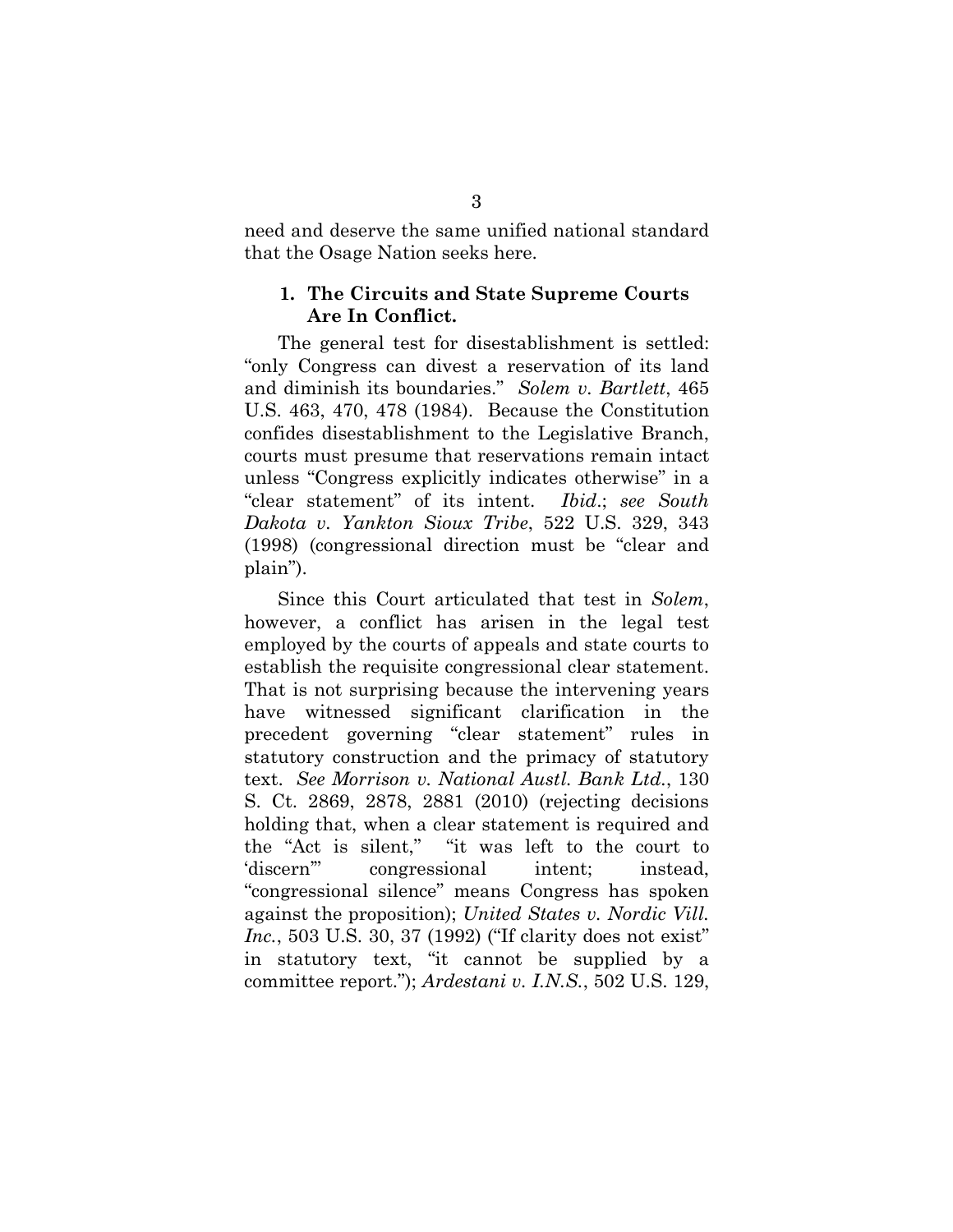need and deserve the same unified national standard that the Osage Nation seeks here.

### 1. The Circuits and State Supreme Courts Are In Conflict.

The general test for disestablishment is settled: "only Congress can divest a reservation of its land and diminish its boundaries." *Solem v. Bartlett*, 465 U.S. 463, 470, 478 (1984). Because the Constitution confides disestablishment to the Legislative Branch, courts must presume that reservations remain intact unless "Congress explicitly indicates otherwise" in a "clear statement" of its intent. *Ibid*.; *see South Dakota v. Yankton Sioux Tribe*, 522 U.S. 329, 343 (1998) (congressional direction must be "clear and plain").

Since this Court articulated that test in *Solem*, however, a conflict has arisen in the legal test employed by the courts of appeals and state courts to establish the requisite congressional clear statement. That is not surprising because the intervening years have witnessed significant clarification in the precedent governing "clear statement" rules in statutory construction and the primacy of statutory text. *See Morrison v. National Austl. Bank Ltd.*, 130 S. Ct. 2869, 2878, 2881 (2010) (rejecting decisions holding that, when a clear statement is required and the "Act is silent," "it was left to the court to 'discern'" congressional intent; instead, "congressional silence" means Congress has spoken against the proposition); *United States v. Nordic Vill. Inc.*, 503 U.S. 30, 37 (1992) ("If clarity does not exist" in statutory text, "it cannot be supplied by a committee report."); *Ardestani v. I.N.S.*, 502 U.S. 129,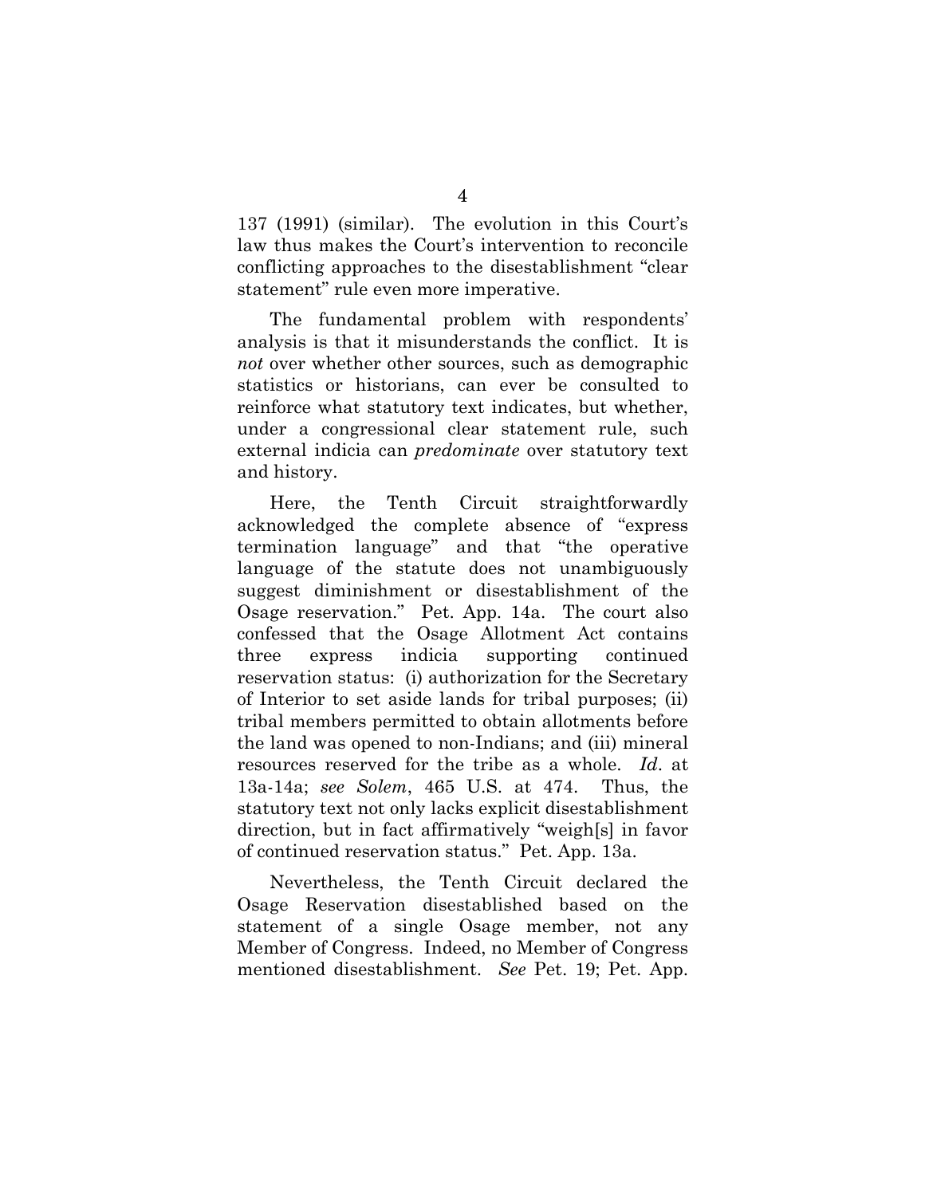137 (1991) (similar). The evolution in this Court's law thus makes the Court's intervention to reconcile conflicting approaches to the disestablishment "clear statement" rule even more imperative.

The fundamental problem with respondents' analysis is that it misunderstands the conflict. It is *not* over whether other sources, such as demographic statistics or historians, can ever be consulted to reinforce what statutory text indicates, but whether, under a congressional clear statement rule, such external indicia can *predominate* over statutory text and history.

Here, the Tenth Circuit straightforwardly acknowledged the complete absence of "express termination language" and that "the operative language of the statute does not unambiguously suggest diminishment or disestablishment of the Osage reservation." Pet. App. 14a. The court also confessed that the Osage Allotment Act contains three express indicia supporting continued reservation status: (i) authorization for the Secretary of Interior to set aside lands for tribal purposes; (ii) tribal members permitted to obtain allotments before the land was opened to non-Indians; and (iii) mineral resources reserved for the tribe as a whole. *Id*. at 13a-14a; *see Solem*, 465 U.S. at 474. Thus, the statutory text not only lacks explicit disestablishment direction, but in fact affirmatively "weigh[s] in favor of continued reservation status." Pet. App. 13a.

Nevertheless, the Tenth Circuit declared the Osage Reservation disestablished based on the statement of a single Osage member, not any Member of Congress. Indeed, no Member of Congress mentioned disestablishment. *See* Pet. 19; Pet. App.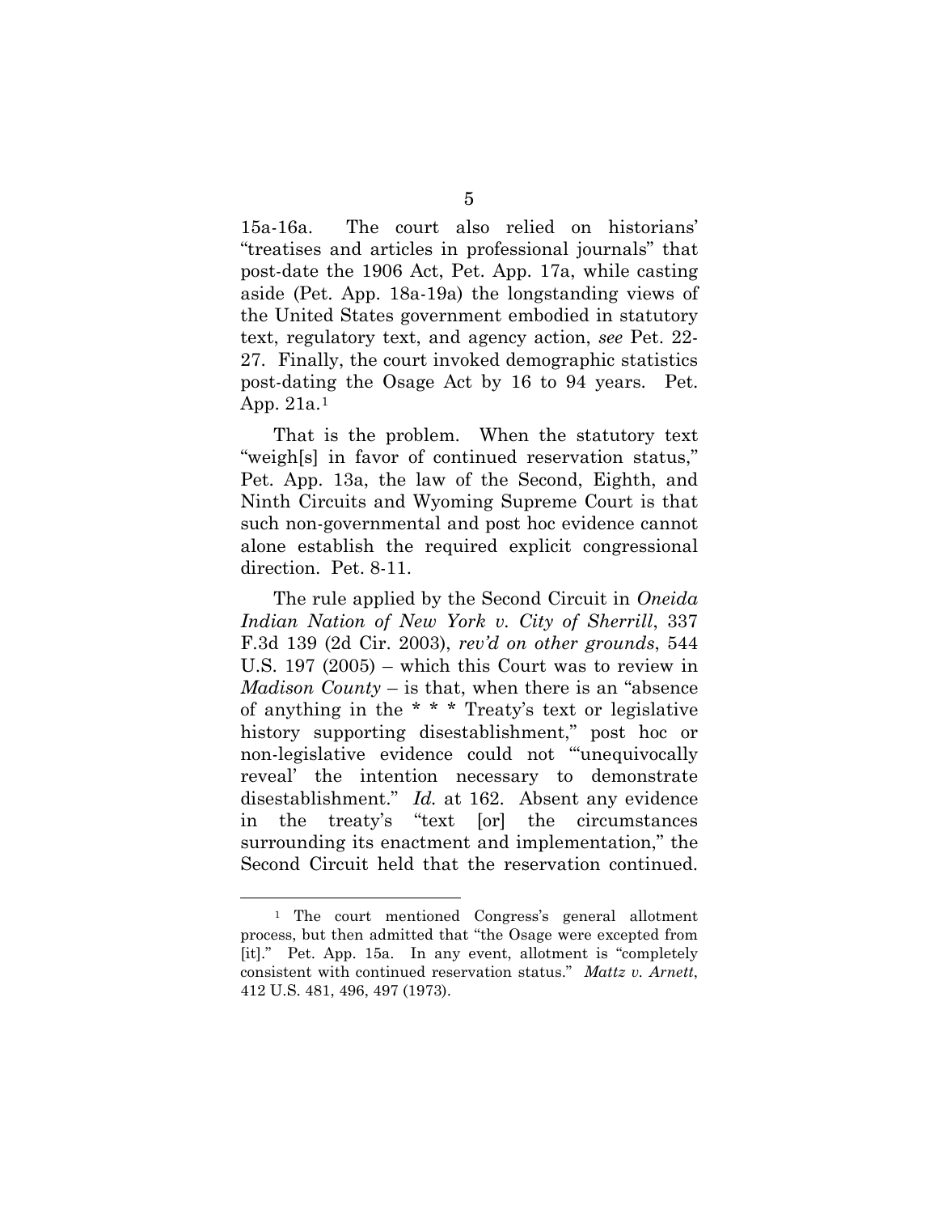15a-16a. The court also relied on historians' "treatises and articles in professional journals" that post-date the 1906 Act, Pet. App. 17a, while casting aside (Pet. App. 18a-19a) the longstanding views of the United States government embodied in statutory text, regulatory text, and agency action, *see* Pet. 22-27. Finally, the court invoked demographic statistics post-dating the Osage Act by 16 to 94 years. Pet. App. 21a.[1]

That is the problem. When the statutory text "weigh[s] in favor of continued reservation status," Pet. App. 13a, the law of the Second, Eighth, and Ninth Circuits and Wyoming Supreme Court is that such non-governmental and post hoc evidence cannot alone establish the required explicit congressional direction. Pet. 8-11.

The rule applied by the Second Circuit in *Oneida Indian Nation of New York v. City of Sherrill*, 337 F.3d 139 (2d Cir. 2003), *rev'd on other grounds*, 544 U.S. 197 (2005) – which this Court was to review in *Madison County* – is that, when there is an "absence of anything in the * * * Treaty's text or legislative history supporting disestablishment," post hoc or non-legislative evidence could not "'unequivocally reveal' the intention necessary to demonstrate disestablishment." *Id.* at 162. Absent any evidence in the treaty's "text [or] the circumstances surrounding its enactment and implementation," the Second Circuit held that the reservation continued.

---

[1] The court mentioned Congress's general allotment process, but then admitted that "the Osage were excepted from [it]." Pet. App. 15a. In any event, allotment is "completely consistent with continued reservation status." *Mattz v. Arnett*, 412 U.S. 481, 496, 497 (1973).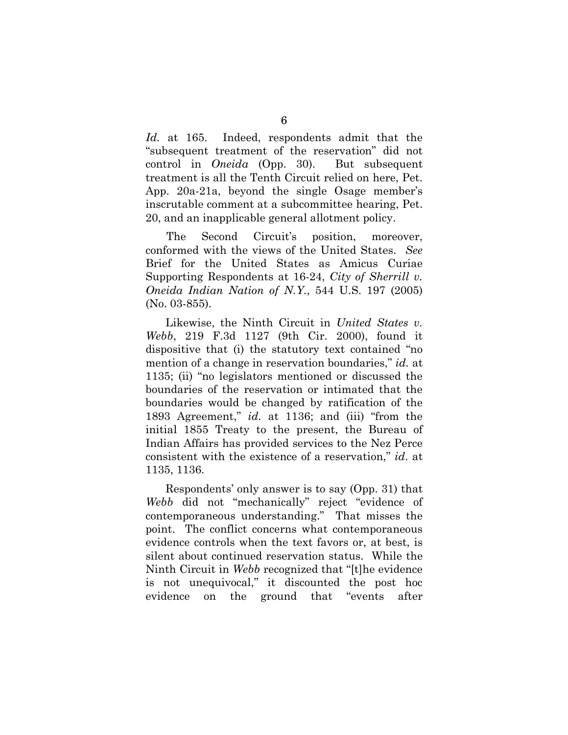*Id.* at 165. Indeed, respondents admit that the "subsequent treatment of the reservation" did not control in *Oneida* (Opp. 30). But subsequent treatment is all the Tenth Circuit relied on here, Pet. App. 20a-21a, beyond the single Osage member's inscrutable comment at a subcommittee hearing, Pet. 20, and an inapplicable general allotment policy.

The Second Circuit's position, moreover, conformed with the views of the United States. *See* Brief for the United States as Amicus Curiae Supporting Respondents at 16-24, *City of Sherrill v. Oneida Indian Nation of N.Y.*, 544 U.S. 197 (2005) (No. 03-855).

Likewise, the Ninth Circuit in *United States v. Webb*, 219 F.3d 1127 (9th Cir. 2000), found it dispositive that (i) the statutory text contained "no mention of a change in reservation boundaries," *id.* at 1135; (ii) "no legislators mentioned or discussed the boundaries of the reservation or intimated that the boundaries would be changed by ratification of the 1893 Agreement," *id.* at 1136; and (iii) "from the initial 1855 Treaty to the present, the Bureau of Indian Affairs has provided services to the Nez Perce consistent with the existence of a reservation," *id*. at 1135, 1136.

Respondents' only answer is to say (Opp. 31) that *Webb* did not "mechanically" reject "evidence of contemporaneous understanding." That misses the point. The conflict concerns what contemporaneous evidence controls when the text favors or, at best, is silent about continued reservation status. While the Ninth Circuit in *Webb* recognized that "[t]he evidence is not unequivocal," it discounted the post hoc evidence on the ground that "events after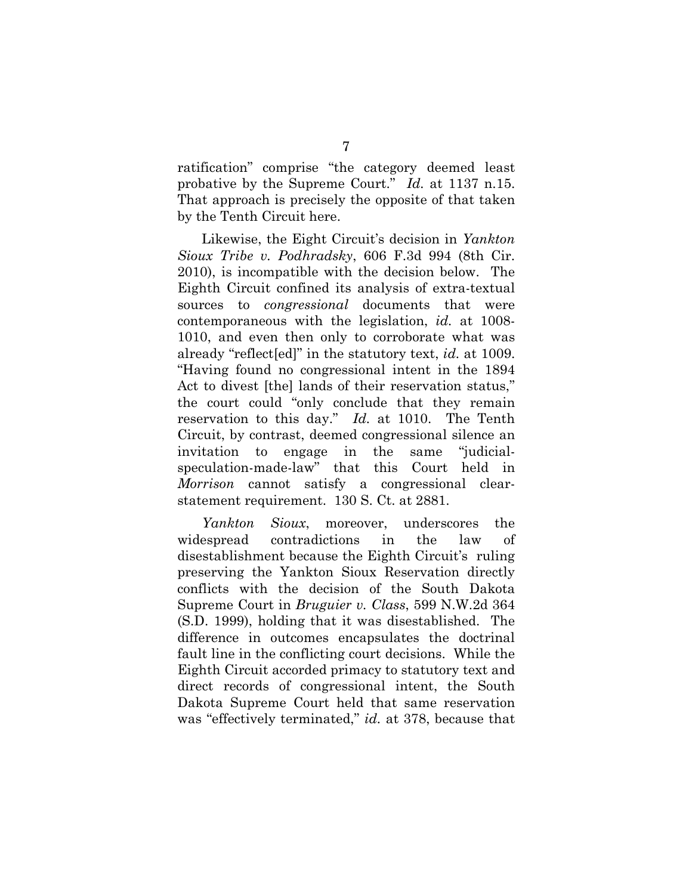ratification" comprise "the category deemed least probative by the Supreme Court." *Id.* at 1137 n.15. That approach is precisely the opposite of that taken by the Tenth Circuit here.

Likewise, the Eight Circuit's decision in *Yankton Sioux Tribe v. Podhradsky*, 606 F.3d 994 (8th Cir. 2010), is incompatible with the decision below. The Eighth Circuit confined its analysis of extra-textual sources to *congressional* documents that were contemporaneous with the legislation, *id.* at 1008-1010, and even then only to corroborate what was already "reflect[ed]" in the statutory text, *id.* at 1009. "Having found no congressional intent in the 1894 Act to divest [the] lands of their reservation status," the court could "only conclude that they remain reservation to this day." *Id.* at 1010. The Tenth Circuit, by contrast, deemed congressional silence an invitation to engage in the same "judicial-speculation-made-law" that this Court held in *Morrison* cannot satisfy a congressional clear-statement requirement. 130 S. Ct. at 2881.

*Yankton Sioux*, moreover, underscores the widespread contradictions in the law of disestablishment because the Eighth Circuit's ruling preserving the Yankton Sioux Reservation directly conflicts with the decision of the South Dakota Supreme Court in *Bruguier v. Class*, 599 N.W.2d 364 (S.D. 1999), holding that it was disestablished. The difference in outcomes encapsulates the doctrinal fault line in the conflicting court decisions. While the Eighth Circuit accorded primacy to statutory text and direct records of congressional intent, the South Dakota Supreme Court held that same reservation was "effectively terminated," *id.* at 378, because that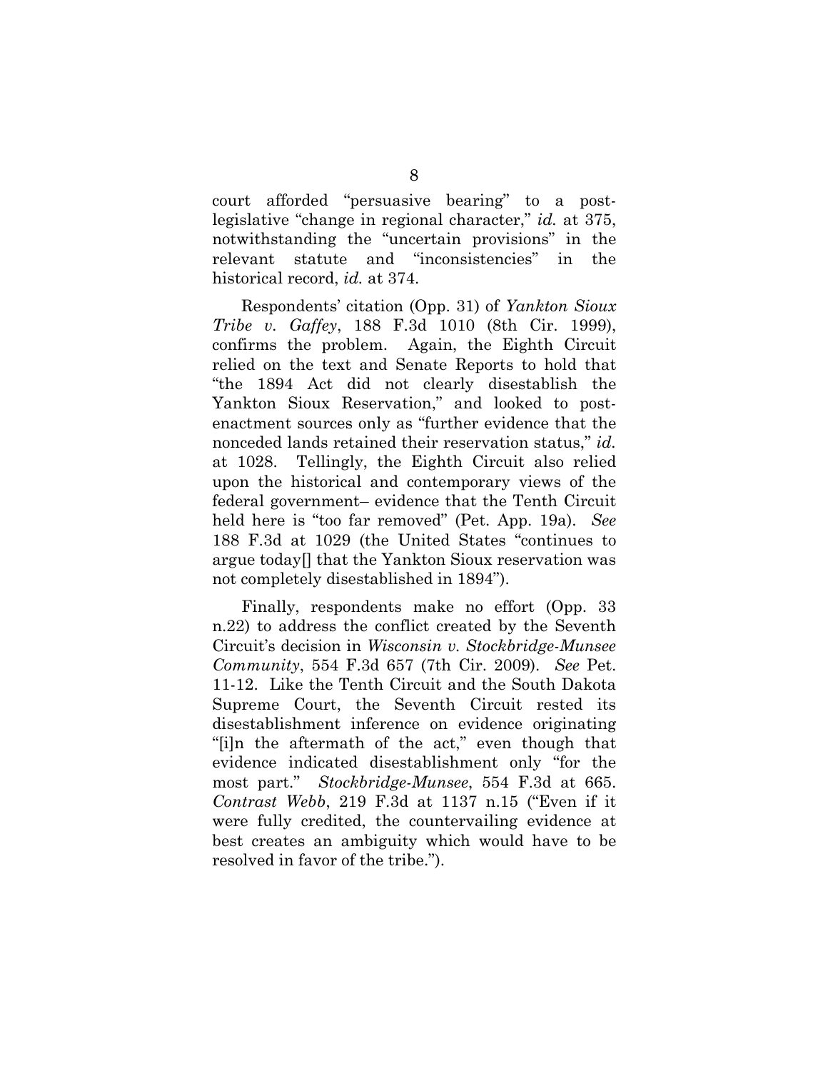court afforded "persuasive bearing" to a post-legislative "change in regional character," *id.* at 375, notwithstanding the "uncertain provisions" in the relevant statute and "inconsistencies" in the historical record, *id.* at 374.

Respondents' citation (Opp. 31) of *Yankton Sioux Tribe v. Gaffey*, 188 F.3d 1010 (8th Cir. 1999), confirms the problem. Again, the Eighth Circuit relied on the text and Senate Reports to hold that "the 1894 Act did not clearly disestablish the Yankton Sioux Reservation," and looked to post-enactment sources only as "further evidence that the nonceded lands retained their reservation status," *id.* at 1028. Tellingly, the Eighth Circuit also relied upon the historical and contemporary views of the federal government– evidence that the Tenth Circuit held here is "too far removed" (Pet. App. 19a). *See* 188 F.3d at 1029 (the United States "continues to argue today[] that the Yankton Sioux reservation was not completely disestablished in 1894").

Finally, respondents make no effort (Opp. 33 n.22) to address the conflict created by the Seventh Circuit's decision in *Wisconsin v. Stockbridge-Munsee Community*, 554 F.3d 657 (7th Cir. 2009). *See* Pet. 11-12. Like the Tenth Circuit and the South Dakota Supreme Court, the Seventh Circuit rested its disestablishment inference on evidence originating "[i]n the aftermath of the act," even though that evidence indicated disestablishment only "for the most part." *Stockbridge-Munsee*, 554 F.3d at 665. *Contrast Webb*, 219 F.3d at 1137 n.15 ("Even if it were fully credited, the countervailing evidence at best creates an ambiguity which would have to be resolved in favor of the tribe.").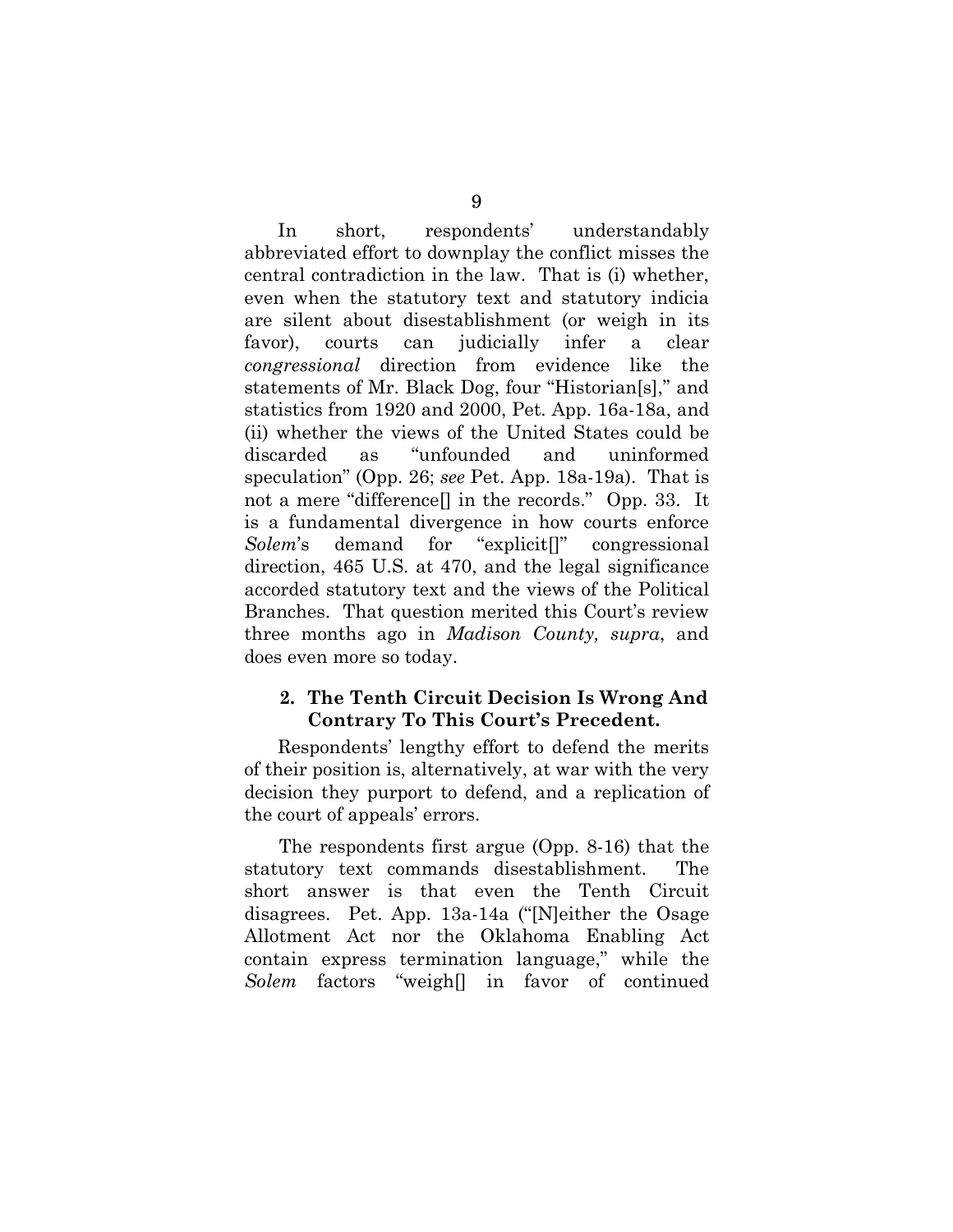In short, respondents' understandably abbreviated effort to downplay the conflict misses the central contradiction in the law. That is (i) whether, even when the statutory text and statutory indicia are silent about disestablishment (or weigh in its favor), courts can judicially infer a clear *congressional* direction from evidence like the statements of Mr. Black Dog, four "Historian[s]," and statistics from 1920 and 2000, Pet. App. 16a-18a, and (ii) whether the views of the United States could be discarded as "unfounded and uninformed speculation" (Opp. 26; *see* Pet. App. 18a-19a). That is not a mere "difference[] in the records." Opp. 33. It is a fundamental divergence in how courts enforce *Solem*'s demand for "explicit[]" congressional direction, 465 U.S. at 470, and the legal significance accorded statutory text and the views of the Political Branches. That question merited this Court's review three months ago in *Madison County, supra*, and does even more so today.

### 2. The Tenth Circuit Decision Is Wrong And Contrary To This Court's Precedent.

Respondents' lengthy effort to defend the merits of their position is, alternatively, at war with the very decision they purport to defend, and a replication of the court of appeals' errors.

The respondents first argue (Opp. 8-16) that the statutory text commands disestablishment. The short answer is that even the Tenth Circuit disagrees. Pet. App. 13a-14a ("[N]either the Osage Allotment Act nor the Oklahoma Enabling Act contain express termination language," while the *Solem* factors "weigh[] in favor of continued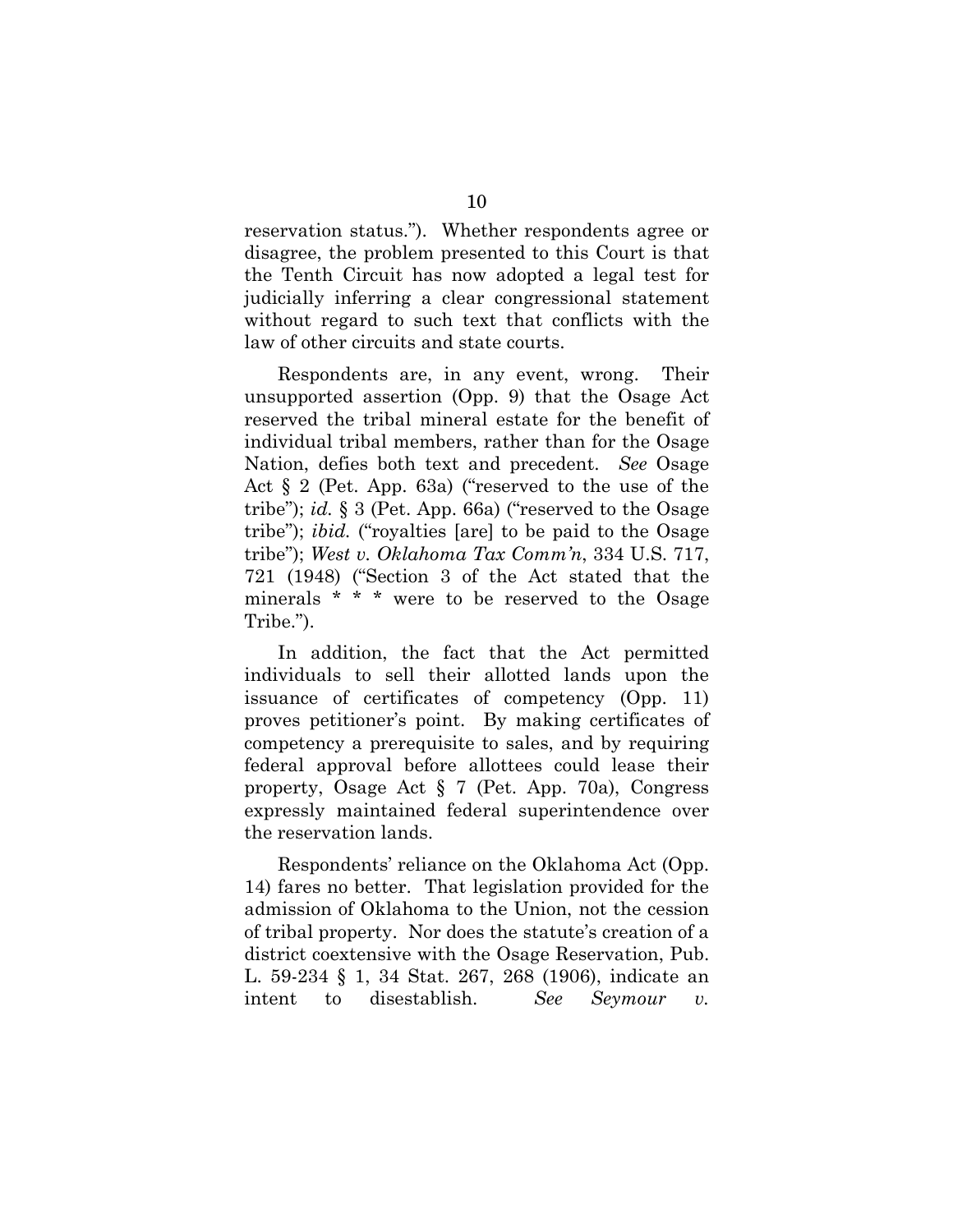reservation status."). Whether respondents agree or disagree, the problem presented to this Court is that the Tenth Circuit has now adopted a legal test for judicially inferring a clear congressional statement without regard to such text that conflicts with the law of other circuits and state courts.

Respondents are, in any event, wrong. Their unsupported assertion (Opp. 9) that the Osage Act reserved the tribal mineral estate for the benefit of individual tribal members, rather than for the Osage Nation, defies both text and precedent. *See* Osage Act § 2 (Pet. App. 63a) ("reserved to the use of the tribe"); *id.* § 3 (Pet. App. 66a) ("reserved to the Osage tribe"); *ibid.* ("royalties [are] to be paid to the Osage tribe"); *West v. Oklahoma Tax Comm'n*, 334 U.S. 717, 721 (1948) ("Section 3 of the Act stated that the minerals * * * were to be reserved to the Osage Tribe.").

In addition, the fact that the Act permitted individuals to sell their allotted lands upon the issuance of certificates of competency (Opp. 11) proves petitioner's point. By making certificates of competency a prerequisite to sales, and by requiring federal approval before allottees could lease their property, Osage Act § 7 (Pet. App. 70a), Congress expressly maintained federal superintendence over the reservation lands.

Respondents' reliance on the Oklahoma Act (Opp. 14) fares no better. That legislation provided for the admission of Oklahoma to the Union, not the cession of tribal property. Nor does the statute's creation of a district coextensive with the Osage Reservation, Pub. L. 59-234 § 1, 34 Stat. 267, 268 (1906), indicate an intent to disestablish. *See Seymour v.*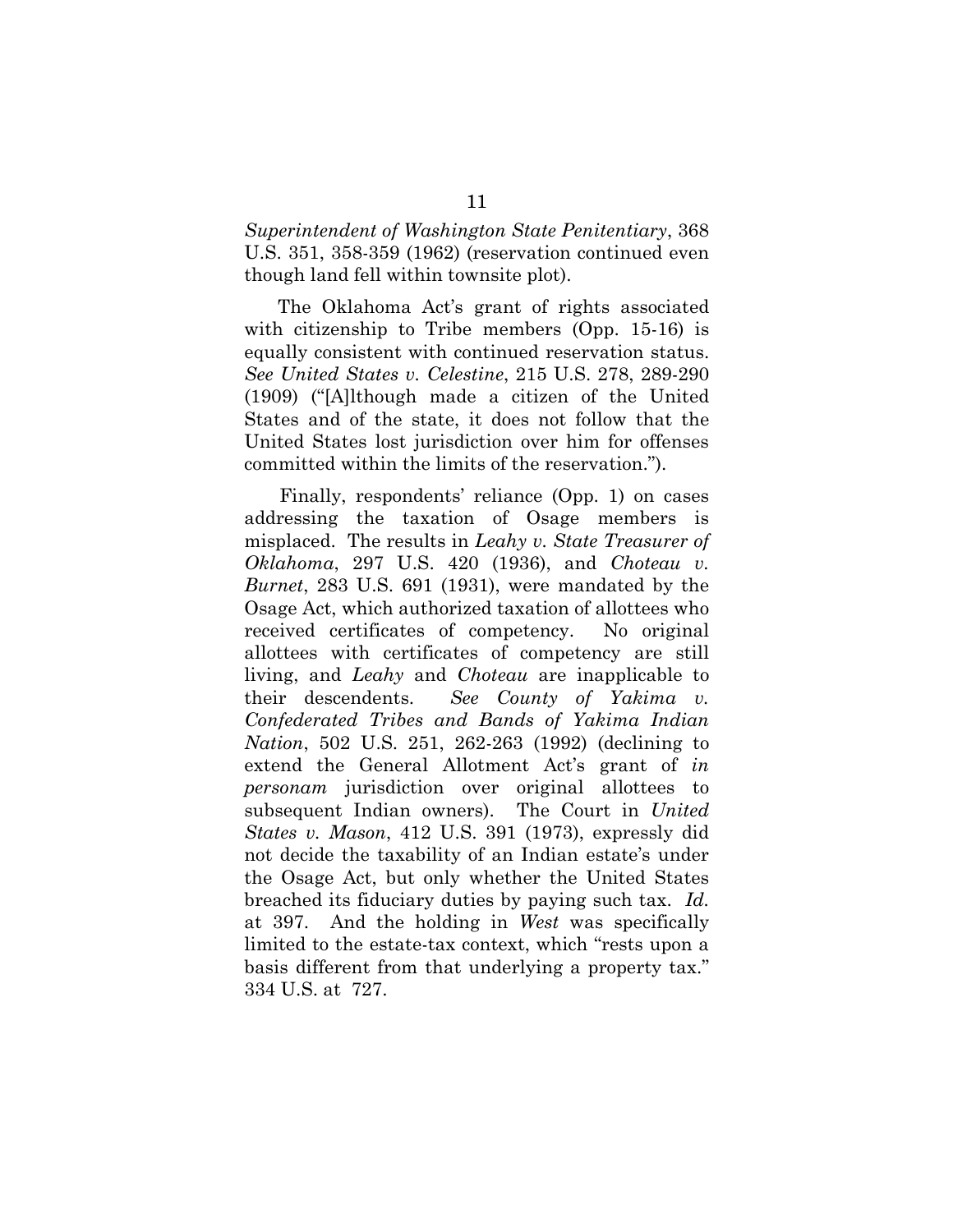*Superintendent of Washington State Penitentiary*, 368 U.S. 351, 358-359 (1962) (reservation continued even though land fell within townsite plot).

The Oklahoma Act's grant of rights associated with citizenship to Tribe members (Opp. 15-16) is equally consistent with continued reservation status. *See United States v. Celestine*, 215 U.S. 278, 289-290 (1909) ("[A]lthough made a citizen of the United States and of the state, it does not follow that the United States lost jurisdiction over him for offenses committed within the limits of the reservation.").

Finally, respondents' reliance (Opp. 1) on cases addressing the taxation of Osage members is misplaced. The results in *Leahy v. State Treasurer of Oklahoma*, 297 U.S. 420 (1936), and *Choteau v. Burnet*, 283 U.S. 691 (1931), were mandated by the Osage Act, which authorized taxation of allottees who received certificates of competency. No original allottees with certificates of competency are still living, and *Leahy* and *Choteau* are inapplicable to their descendents. *See County of Yakima v. Confederated Tribes and Bands of Yakima Indian Nation*, 502 U.S. 251, 262-263 (1992) (declining to extend the General Allotment Act's grant of *in personam* jurisdiction over original allottees to subsequent Indian owners). The Court in *United States v. Mason*, 412 U.S. 391 (1973), expressly did not decide the taxability of an Indian estate's under the Osage Act, but only whether the United States breached its fiduciary duties by paying such tax. *Id.* at 397. And the holding in *West* was specifically limited to the estate-tax context, which "rests upon a basis different from that underlying a property tax." 334 U.S. at 727.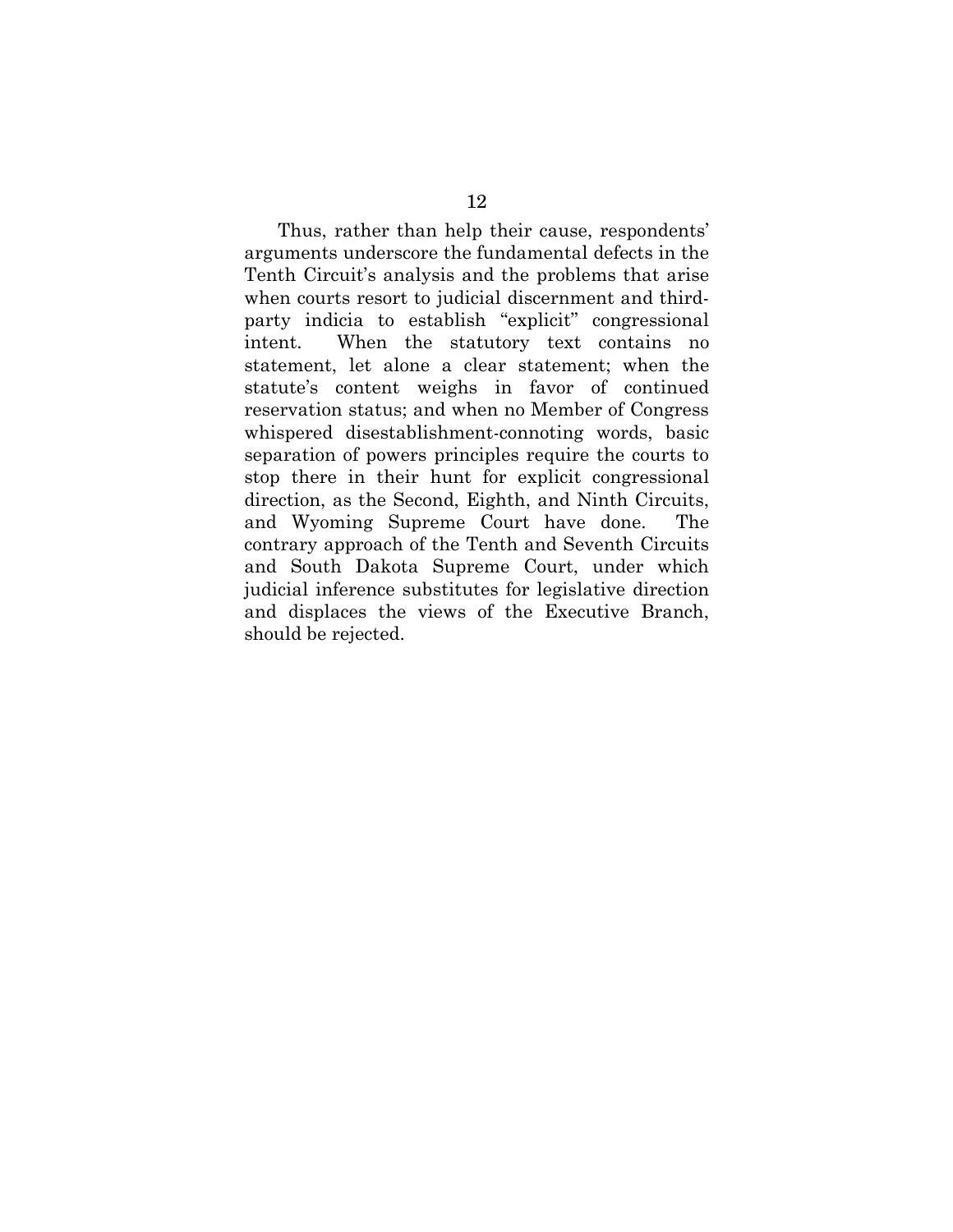Thus, rather than help their cause, respondents' arguments underscore the fundamental defects in the Tenth Circuit's analysis and the problems that arise when courts resort to judicial discernment and third-party indicia to establish "explicit" congressional intent. When the statutory text contains no statement, let alone a clear statement; when the statute's content weighs in favor of continued reservation status; and when no Member of Congress whispered disestablishment-connoting words, basic separation of powers principles require the courts to stop there in their hunt for explicit congressional direction, as the Second, Eighth, and Ninth Circuits, and Wyoming Supreme Court have done. The contrary approach of the Tenth and Seventh Circuits and South Dakota Supreme Court, under which judicial inference substitutes for legislative direction and displaces the views of the Executive Branch, should be rejected.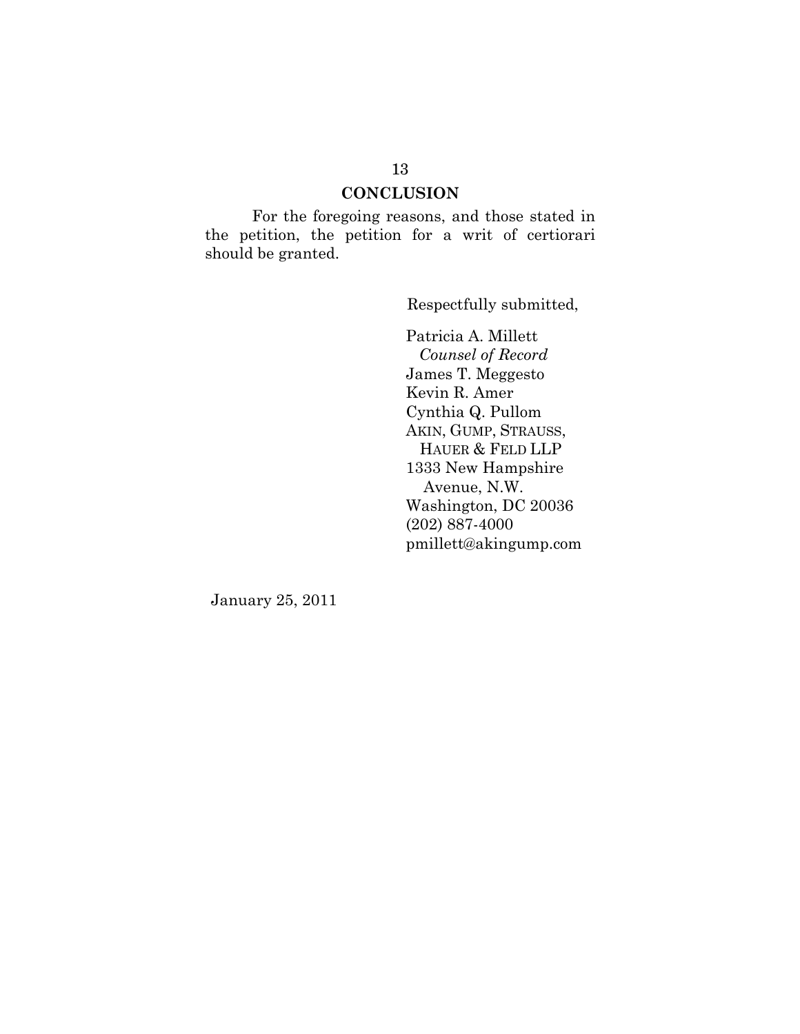## CONCLUSION

For the foregoing reasons, and those stated in the petition, the petition for a writ of certiorari should be granted.

Respectfully submitted,

Patricia A. Millett
*Counsel of Record*
James T. Meggesto
Kevin R. Amer
Cynthia Q. Pullom
AKIN, GUMP, STRAUSS,
HAUER & FELD LLP
1333 New Hampshire
Avenue, N.W.
Washington, DC 20036
(202) 887-4000
pmillett@akingump.com

January 25, 2011